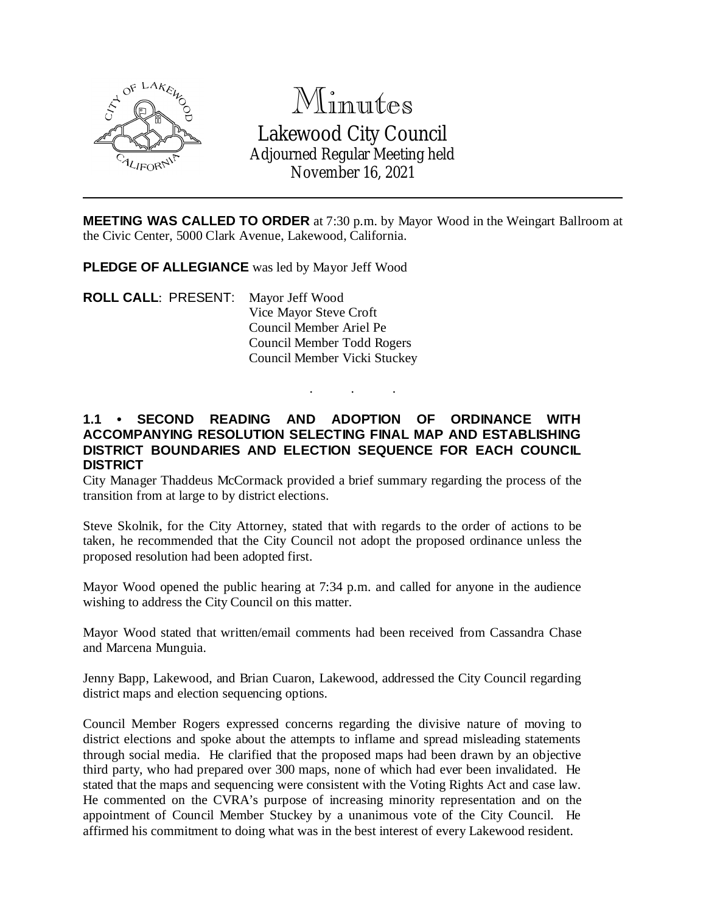# Minutes

## Lakewood City Council

Adjourned Regular Meeting held
November 16, 2021

---

**MEETING WAS CALLED TO ORDER** at 7:30 p.m. by Mayor Wood in the Weingart Ballroom at the Civic Center, 5000 Clark Avenue, Lakewood, California.

**PLEDGE OF ALLEGIANCE** was led by Mayor Jeff Wood

**ROLL CALL**: PRESENT: Mayor Jeff Wood
Vice Mayor Steve Croft
Council Member Ariel Pe
Council Member Todd Rogers
Council Member Vicki Stuckey

. . .

**1.1 • SECOND READING AND ADOPTION OF ORDINANCE WITH ACCOMPANYING RESOLUTION SELECTING FINAL MAP AND ESTABLISHING DISTRICT BOUNDARIES AND ELECTION SEQUENCE FOR EACH COUNCIL DISTRICT**

City Manager Thaddeus McCormack provided a brief summary regarding the process of the transition from at large to by district elections.

Steve Skolnik, for the City Attorney, stated that with regards to the order of actions to be taken, he recommended that the City Council not adopt the proposed ordinance unless the proposed resolution had been adopted first.

Mayor Wood opened the public hearing at 7:34 p.m. and called for anyone in the audience wishing to address the City Council on this matter.

Mayor Wood stated that written/email comments had been received from Cassandra Chase and Marcena Munguia.

Jenny Bapp, Lakewood, and Brian Cuaron, Lakewood, addressed the City Council regarding district maps and election sequencing options.

Council Member Rogers expressed concerns regarding the divisive nature of moving to district elections and spoke about the attempts to inflame and spread misleading statements through social media. He clarified that the proposed maps had been drawn by an objective third party, who had prepared over 300 maps, none of which had ever been invalidated. He stated that the maps and sequencing were consistent with the Voting Rights Act and case law. He commented on the CVRA's purpose of increasing minority representation and on the appointment of Council Member Stuckey by a unanimous vote of the City Council. He affirmed his commitment to doing what was in the best interest of every Lakewood resident.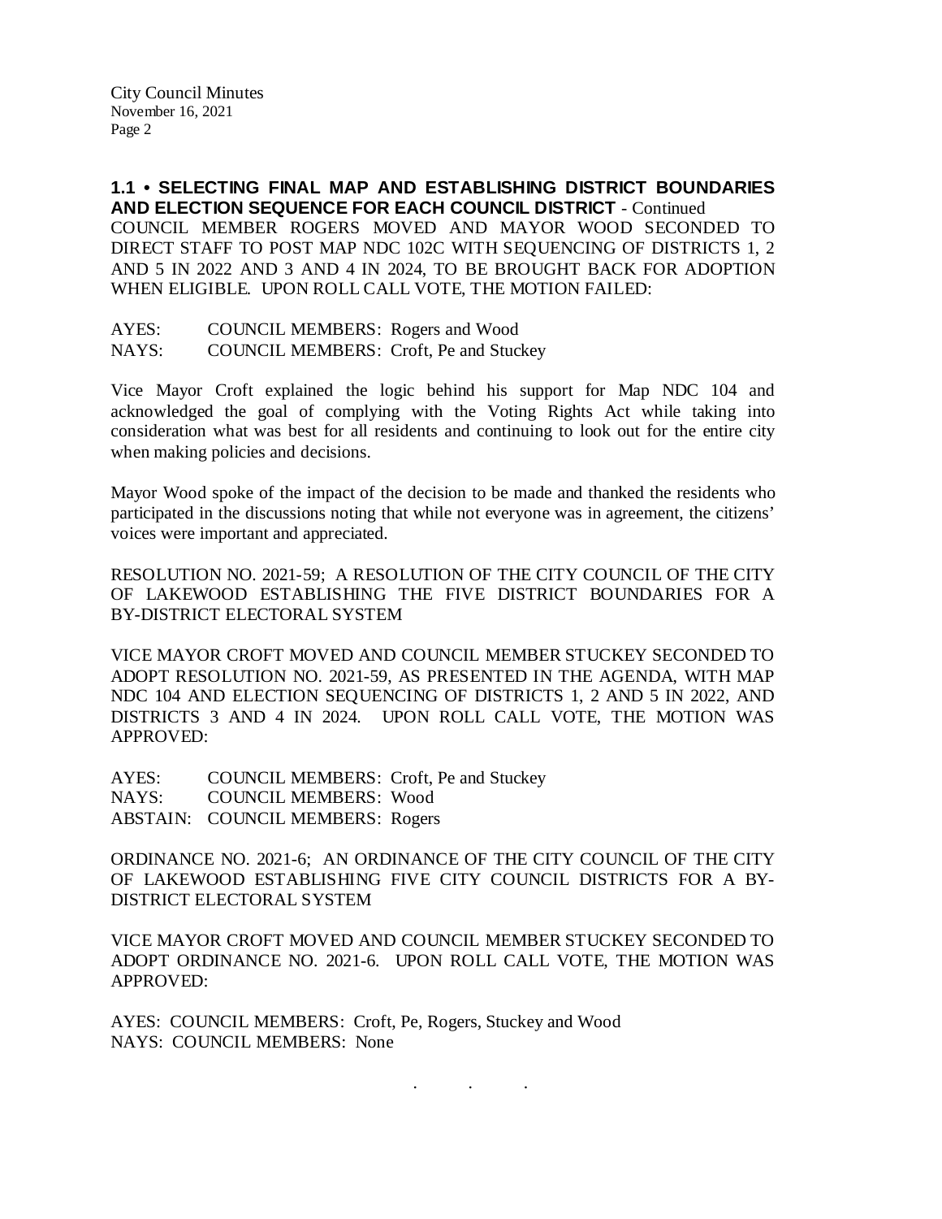**1.1 • SELECTING FINAL MAP AND ESTABLISHING DISTRICT BOUNDARIES AND ELECTION SEQUENCE FOR EACH COUNCIL DISTRICT** - Continued

COUNCIL MEMBER ROGERS MOVED AND MAYOR WOOD SECONDED TO DIRECT STAFF TO POST MAP NDC 102C WITH SEQUENCING OF DISTRICTS 1, 2 AND 5 IN 2022 AND 3 AND 4 IN 2024, TO BE BROUGHT BACK FOR ADOPTION WHEN ELIGIBLE. UPON ROLL CALL VOTE, THE MOTION FAILED:

AYES: COUNCIL MEMBERS: Rogers and Wood
NAYS: COUNCIL MEMBERS: Croft, Pe and Stuckey

Vice Mayor Croft explained the logic behind his support for Map NDC 104 and acknowledged the goal of complying with the Voting Rights Act while taking into consideration what was best for all residents and continuing to look out for the entire city when making policies and decisions.

Mayor Wood spoke of the impact of the decision to be made and thanked the residents who participated in the discussions noting that while not everyone was in agreement, the citizens' voices were important and appreciated.

RESOLUTION NO. 2021-59; A RESOLUTION OF THE CITY COUNCIL OF THE CITY OF LAKEWOOD ESTABLISHING THE FIVE DISTRICT BOUNDARIES FOR A BY-DISTRICT ELECTORAL SYSTEM

VICE MAYOR CROFT MOVED AND COUNCIL MEMBER STUCKEY SECONDED TO ADOPT RESOLUTION NO. 2021-59, AS PRESENTED IN THE AGENDA, WITH MAP NDC 104 AND ELECTION SEQUENCING OF DISTRICTS 1, 2 AND 5 IN 2022, AND DISTRICTS 3 AND 4 IN 2024. UPON ROLL CALL VOTE, THE MOTION WAS APPROVED:

AYES: COUNCIL MEMBERS: Croft, Pe and Stuckey
NAYS: COUNCIL MEMBERS: Wood
ABSTAIN: COUNCIL MEMBERS: Rogers

ORDINANCE NO. 2021-6; AN ORDINANCE OF THE CITY COUNCIL OF THE CITY OF LAKEWOOD ESTABLISHING FIVE CITY COUNCIL DISTRICTS FOR A BY-DISTRICT ELECTORAL SYSTEM

VICE MAYOR CROFT MOVED AND COUNCIL MEMBER STUCKEY SECONDED TO ADOPT ORDINANCE NO. 2021-6. UPON ROLL CALL VOTE, THE MOTION WAS APPROVED:

AYES: COUNCIL MEMBERS: Croft, Pe, Rogers, Stuckey and Wood
NAYS: COUNCIL MEMBERS: None

. . .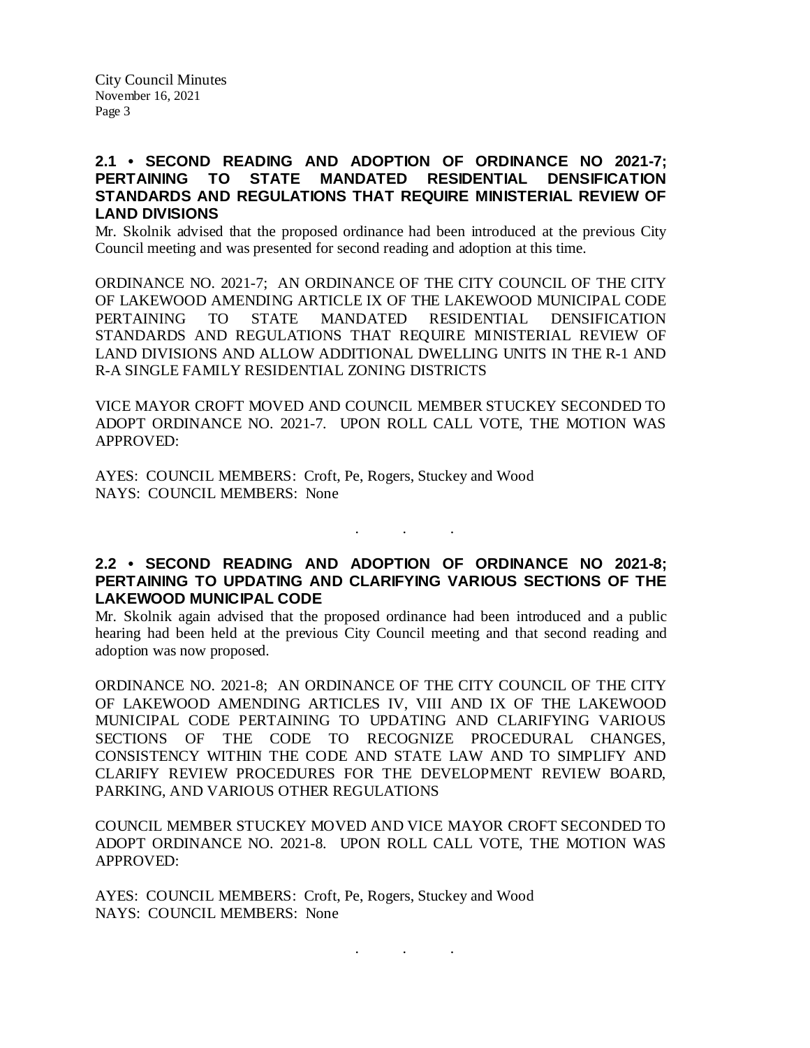### 2.1 • SECOND READING AND ADOPTION OF ORDINANCE NO 2021-7; PERTAINING TO STATE MANDATED RESIDENTIAL DENSIFICATION STANDARDS AND REGULATIONS THAT REQUIRE MINISTERIAL REVIEW OF LAND DIVISIONS

Mr. Skolnik advised that the proposed ordinance had been introduced at the previous City Council meeting and was presented for second reading and adoption at this time.

ORDINANCE NO. 2021-7; AN ORDINANCE OF THE CITY COUNCIL OF THE CITY OF LAKEWOOD AMENDING ARTICLE IX OF THE LAKEWOOD MUNICIPAL CODE PERTAINING TO STATE MANDATED RESIDENTIAL DENSIFICATION STANDARDS AND REGULATIONS THAT REQUIRE MINISTERIAL REVIEW OF LAND DIVISIONS AND ALLOW ADDITIONAL DWELLING UNITS IN THE R-1 AND R-A SINGLE FAMILY RESIDENTIAL ZONING DISTRICTS

VICE MAYOR CROFT MOVED AND COUNCIL MEMBER STUCKEY SECONDED TO ADOPT ORDINANCE NO. 2021-7. UPON ROLL CALL VOTE, THE MOTION WAS APPROVED:

AYES: COUNCIL MEMBERS: Croft, Pe, Rogers, Stuckey and Wood
NAYS: COUNCIL MEMBERS: None

. . .

### 2.2 • SECOND READING AND ADOPTION OF ORDINANCE NO 2021-8; PERTAINING TO UPDATING AND CLARIFYING VARIOUS SECTIONS OF THE LAKEWOOD MUNICIPAL CODE

Mr. Skolnik again advised that the proposed ordinance had been introduced and a public hearing had been held at the previous City Council meeting and that second reading and adoption was now proposed.

ORDINANCE NO. 2021-8; AN ORDINANCE OF THE CITY COUNCIL OF THE CITY OF LAKEWOOD AMENDING ARTICLES IV, VIII AND IX OF THE LAKEWOOD MUNICIPAL CODE PERTAINING TO UPDATING AND CLARIFYING VARIOUS SECTIONS OF THE CODE TO RECOGNIZE PROCEDURAL CHANGES, CONSISTENCY WITHIN THE CODE AND STATE LAW AND TO SIMPLIFY AND CLARIFY REVIEW PROCEDURES FOR THE DEVELOPMENT REVIEW BOARD, PARKING, AND VARIOUS OTHER REGULATIONS

COUNCIL MEMBER STUCKEY MOVED AND VICE MAYOR CROFT SECONDED TO ADOPT ORDINANCE NO. 2021-8. UPON ROLL CALL VOTE, THE MOTION WAS APPROVED:

AYES: COUNCIL MEMBERS: Croft, Pe, Rogers, Stuckey and Wood
NAYS: COUNCIL MEMBERS: None

. . .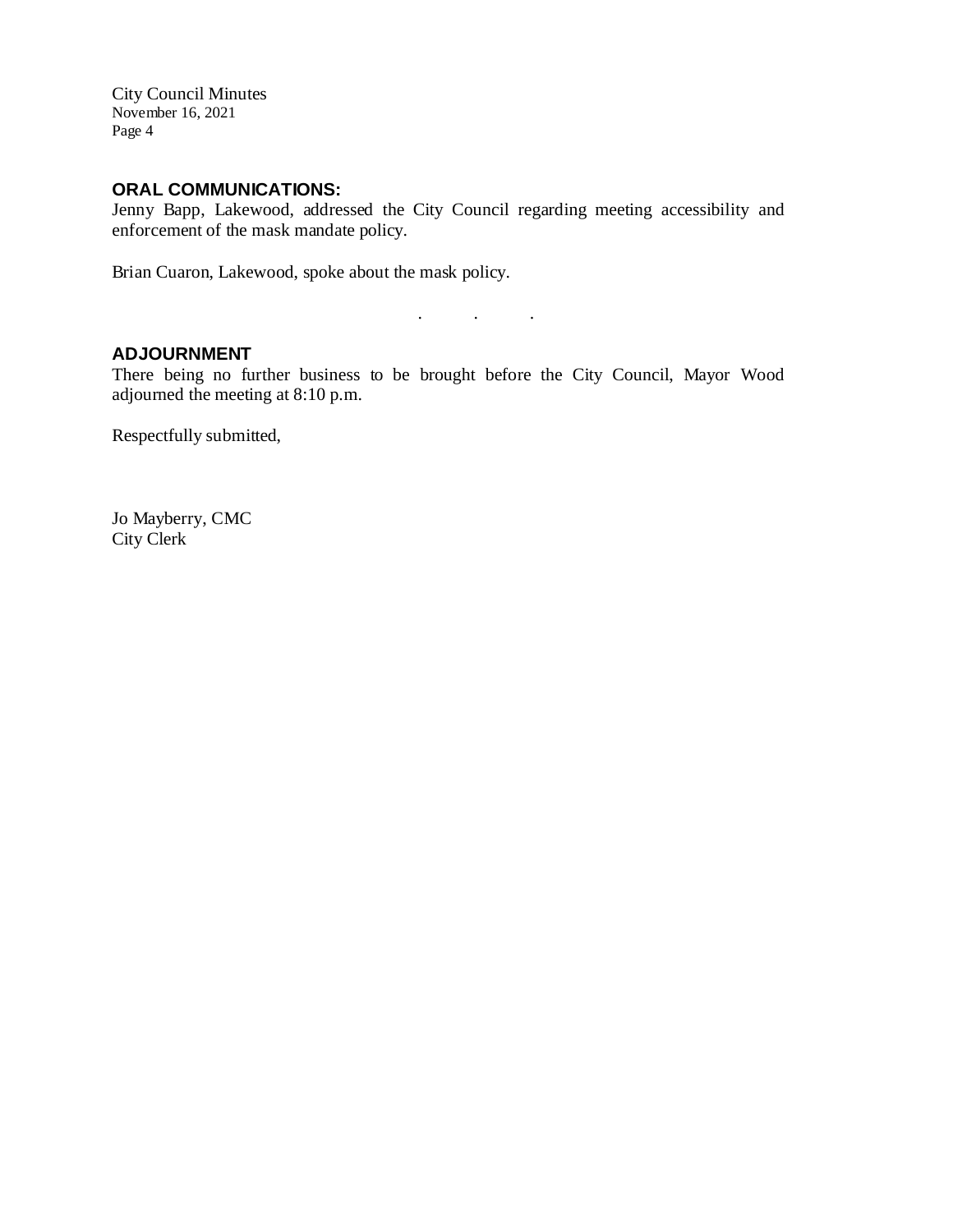## ORAL COMMUNICATIONS:

Jenny Bapp, Lakewood, addressed the City Council regarding meeting accessibility and enforcement of the mask mandate policy.

Brian Cuaron, Lakewood, spoke about the mask policy.

. . .

## ADJOURNMENT

There being no further business to be brought before the City Council, Mayor Wood adjourned the meeting at 8:10 p.m.

Respectfully submitted,

Jo Mayberry, CMC
City Clerk